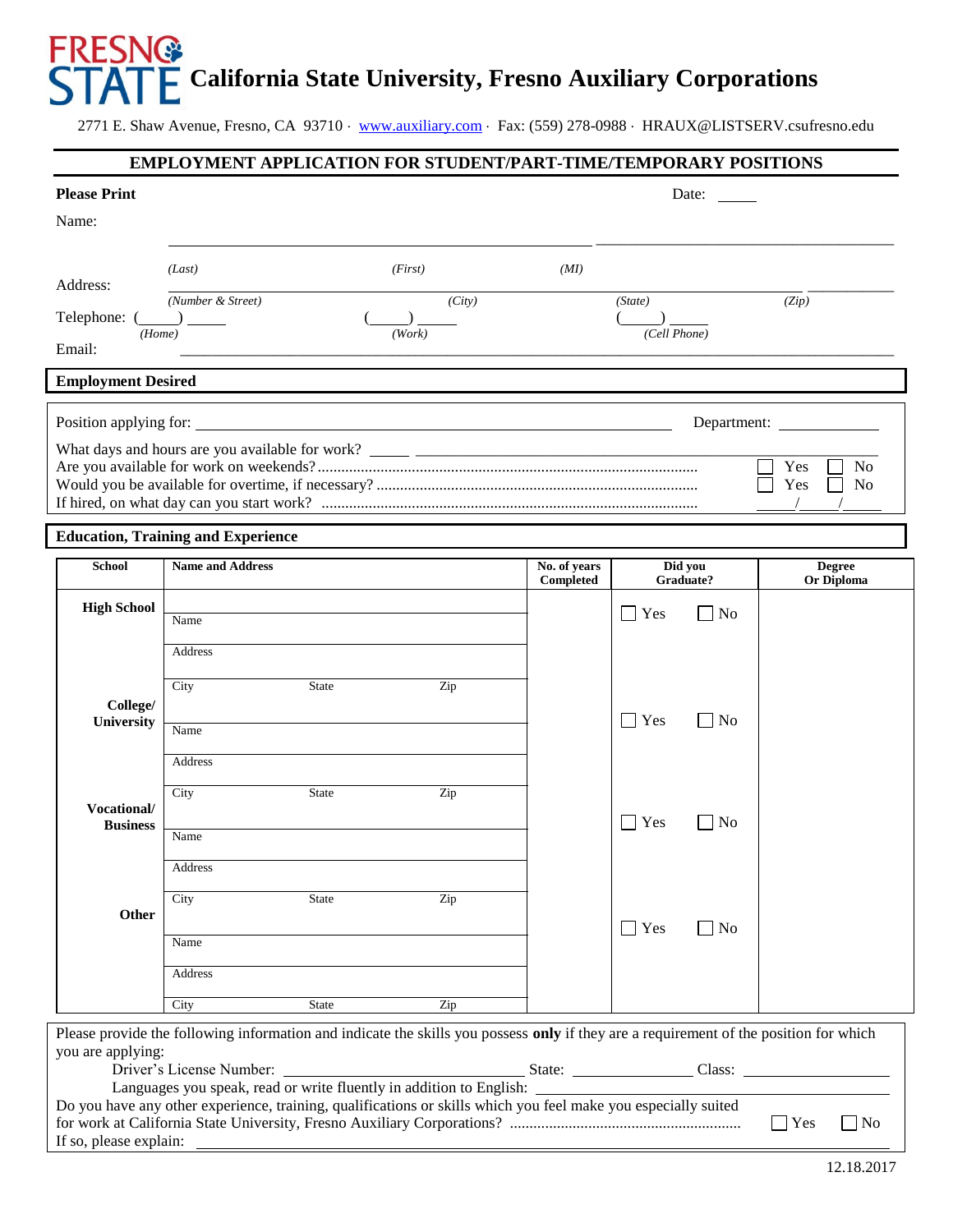# California State University, Fresno Auxiliary Corporations

2771 E. Shaw Avenue, Fresno, CA 93710 · www.auxiliary.com · Fax: (559) 278-0988 · HRAUX@LISTSERV.csufresno.edu

## EMPLOYMENT APPLICATION FOR STUDENT/PART-TIME/TEMPORARY POSITIONS

**Please Print** Date: _____

Name: ______________________________________ ______________________________________

*(Last)* *(First)* *(MI)*

Address: ______________________________________ ______________

*(Number & Street)* *(City)* *(State)* *(Zip)*

Telephone: (____) _____ (____) _____ (____) _____

*(Home)* *(Work)* *(Cell Phone)*

Email: ______________________________________

### Employment Desired

Position applying for: ______________________________ Department: ____________

What days and hours are you available for work? _____ ______________________________

Are you available for work on weekends?............ ☐ Yes ☐ No

Would you be available for overtime, if necessary? ............ ☐ Yes ☐ No

If hired, on what day can you start work? ............ ____/____/____

### Education, Training and Experience

| School | Name and Address | No. of years Completed | Did you Graduate? | Degree Or Diploma |
|---|---|---|---|---|
| **High School** | Name<br>Address<br>City State Zip | | ☐ Yes ☐ No | |
| **College/ University** | Name<br>Address<br>City State Zip | | ☐ Yes ☐ No | |
| **Vocational/ Business** | Name<br>Address<br>City State Zip | | ☐ Yes ☐ No | |
| **Other** | Name<br>Address<br>City State Zip | | ☐ Yes ☐ No | |

Please provide the following information and indicate the skills you possess **only** if they are a requirement of the position for which you are applying:

Driver's License Number: ______________________ State: ____________ Class: ______________

Languages you speak, read or write fluently in addition to English: ______________________

Do you have any other experience, training, qualifications or skills which you feel make you especially suited for work at California State University, Fresno Auxiliary Corporations? ............ ☐ Yes ☐ No

If so, please explain: ______________________________________

12.18.2017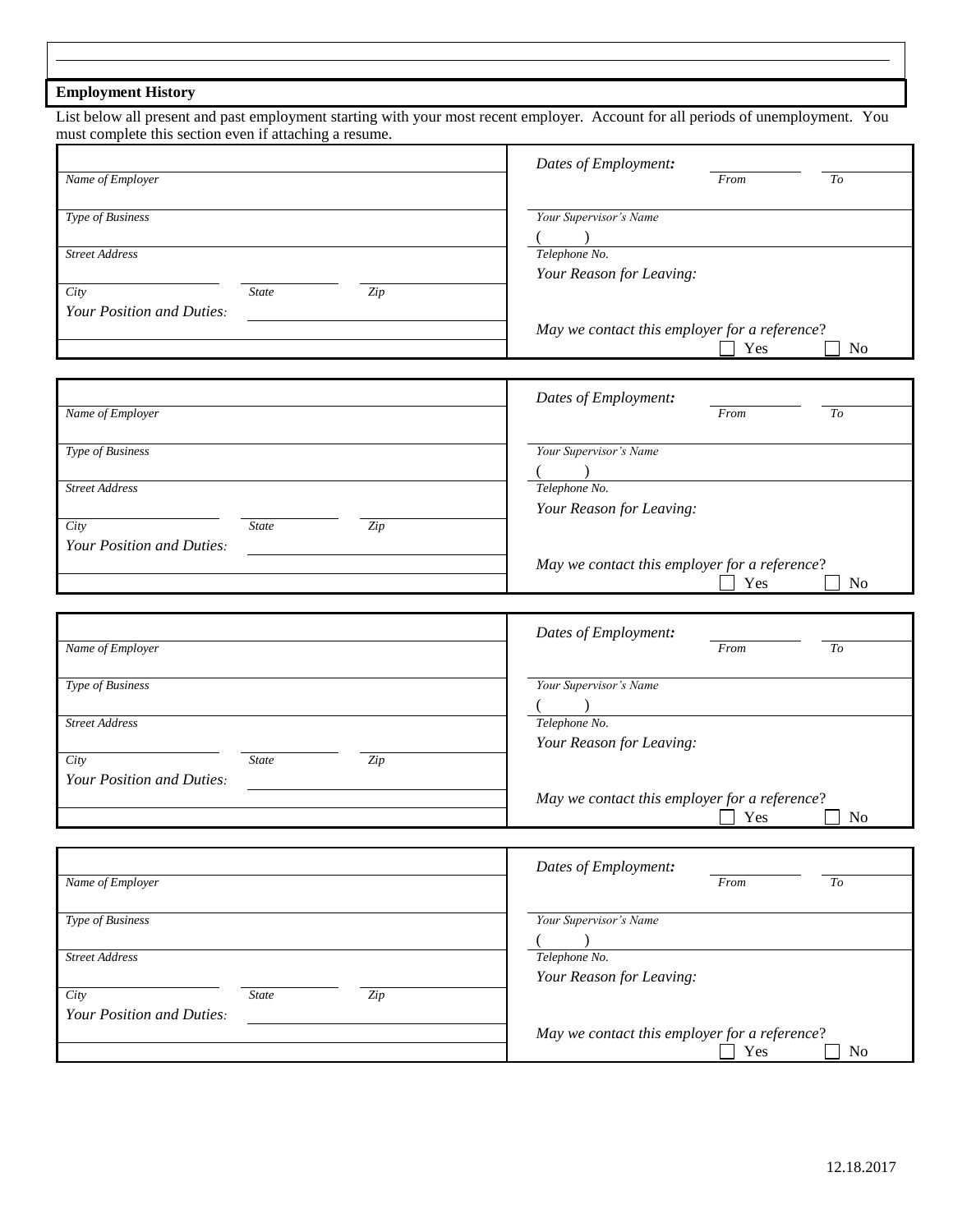## Employment History

List below all present and past employment starting with your most recent employer. Account for all periods of unemployment. You must complete this section even if attaching a resume.

| | |
|---|---|
| *Name of Employer* | *Dates of Employment:* *From* _______ *To* _______ |
| *Type of Business* | *Your Supervisor's Name* |
| *Street Address* | ( ) *Telephone No.* |
| *City* *State* *Zip* | *Your Reason for Leaving:* |
| *Your Position and Duties:* | *May we contact this employer for a reference?* ☐ Yes ☐ No |

| | |
|---|---|
| *Name of Employer* | *Dates of Employment:* *From* _______ *To* _______ |
| *Type of Business* | *Your Supervisor's Name* |
| *Street Address* | ( ) *Telephone No.* |
| *City* *State* *Zip* | *Your Reason for Leaving:* |
| *Your Position and Duties:* | *May we contact this employer for a reference?* ☐ Yes ☐ No |

| | |
|---|---|
| *Name of Employer* | *Dates of Employment:* *From* _______ *To* _______ |
| *Type of Business* | *Your Supervisor's Name* |
| *Street Address* | ( ) *Telephone No.* |
| *City* *State* *Zip* | *Your Reason for Leaving:* |
| *Your Position and Duties:* | *May we contact this employer for a reference?* ☐ Yes ☐ No |

| | |
|---|---|
| *Name of Employer* | *Dates of Employment:* *From* _______ *To* _______ |
| *Type of Business* | *Your Supervisor's Name* |
| *Street Address* | ( ) *Telephone No.* |
| *City* *State* *Zip* | *Your Reason for Leaving:* |
| *Your Position and Duties:* | *May we contact this employer for a reference?* ☐ Yes ☐ No |

12.18.2017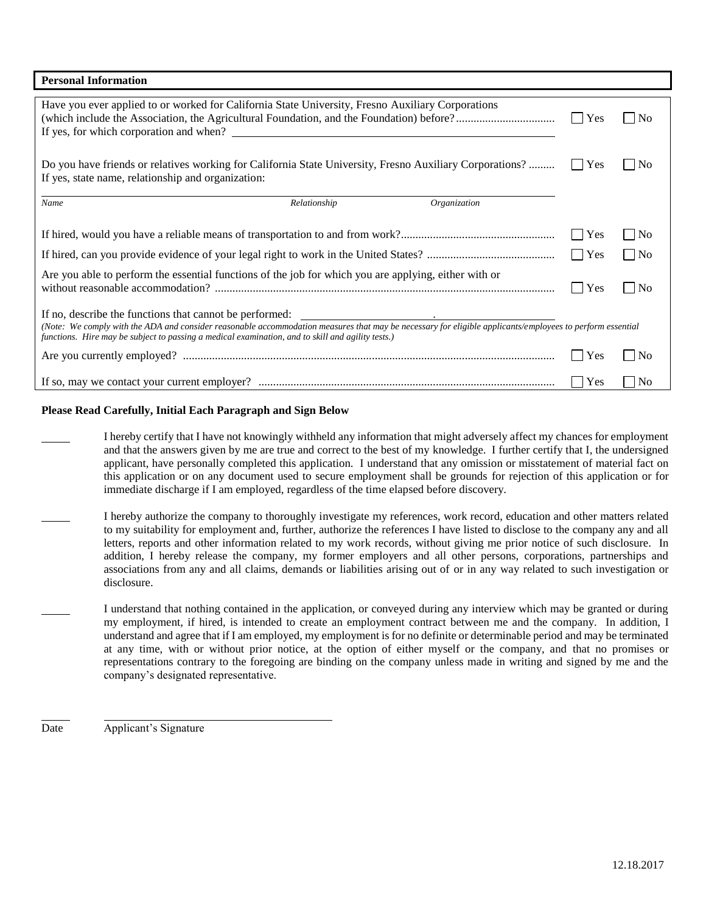## Personal Information

| | | |
|---|---|---|
| Have you ever applied to or worked for California State University, Fresno Auxiliary Corporations (which include the Association, the Agricultural Foundation, and the Foundation) before? ................................. If yes, for which corporation and when? ________________ | ☐ Yes | ☐ No |
| Do you have friends or relatives working for California State University, Fresno Auxiliary Corporations? ......... If yes, state name, relationship and organization: | ☐ Yes | ☐ No |
| *Name* / *Relationship* / *Organization* | | |
| If hired, would you have a reliable means of transportation to and from work?.................................................... | ☐ Yes | ☐ No |
| If hired, can you provide evidence of your legal right to work in the United States? ........................................... | ☐ Yes | ☐ No |
| Are you able to perform the essential functions of the job for which you are applying, either with or without reasonable accommodation? .................................................................................................................... | ☐ Yes | ☐ No |
| If no, describe the functions that cannot be performed: ________________. *(Note: We comply with the ADA and consider reasonable accommodation measures that may be necessary for eligible applicants/employees to perform essential functions. Hire may be subject to passing a medical examination, and to skill and agility tests.)* | | |
| Are you currently employed? ............................................................................................................................... | ☐ Yes | ☐ No |
| If so, may we contact your current employer? ..................................................................................................... | ☐ Yes | ☐ No |

**Please Read Carefully, Initial Each Paragraph and Sign Below**

_____ I hereby certify that I have not knowingly withheld any information that might adversely affect my chances for employment and that the answers given by me are true and correct to the best of my knowledge. I further certify that I, the undersigned applicant, have personally completed this application. I understand that any omission or misstatement of material fact on this application or on any document used to secure employment shall be grounds for rejection of this application or for immediate discharge if I am employed, regardless of the time elapsed before discovery.

_____ I hereby authorize the company to thoroughly investigate my references, work record, education and other matters related to my suitability for employment and, further, authorize the references I have listed to disclose to the company any and all letters, reports and other information related to my work records, without giving me prior notice of such disclosure. In addition, I hereby release the company, my former employers and all other persons, corporations, partnerships and associations from any and all claims, demands or liabilities arising out of or in any way related to such investigation or disclosure.

_____ I understand that nothing contained in the application, or conveyed during any interview which may be granted or during my employment, if hired, is intended to create an employment contract between me and the company. In addition, I understand and agree that if I am employed, my employment is for no definite or determinable period and may be terminated at any time, with or without prior notice, at the option of either myself or the company, and that no promises or representations contrary to the foregoing are binding on the company unless made in writing and signed by me and the company's designated representative.

_____ ________________________________

Date Applicant's Signature

12.18.2017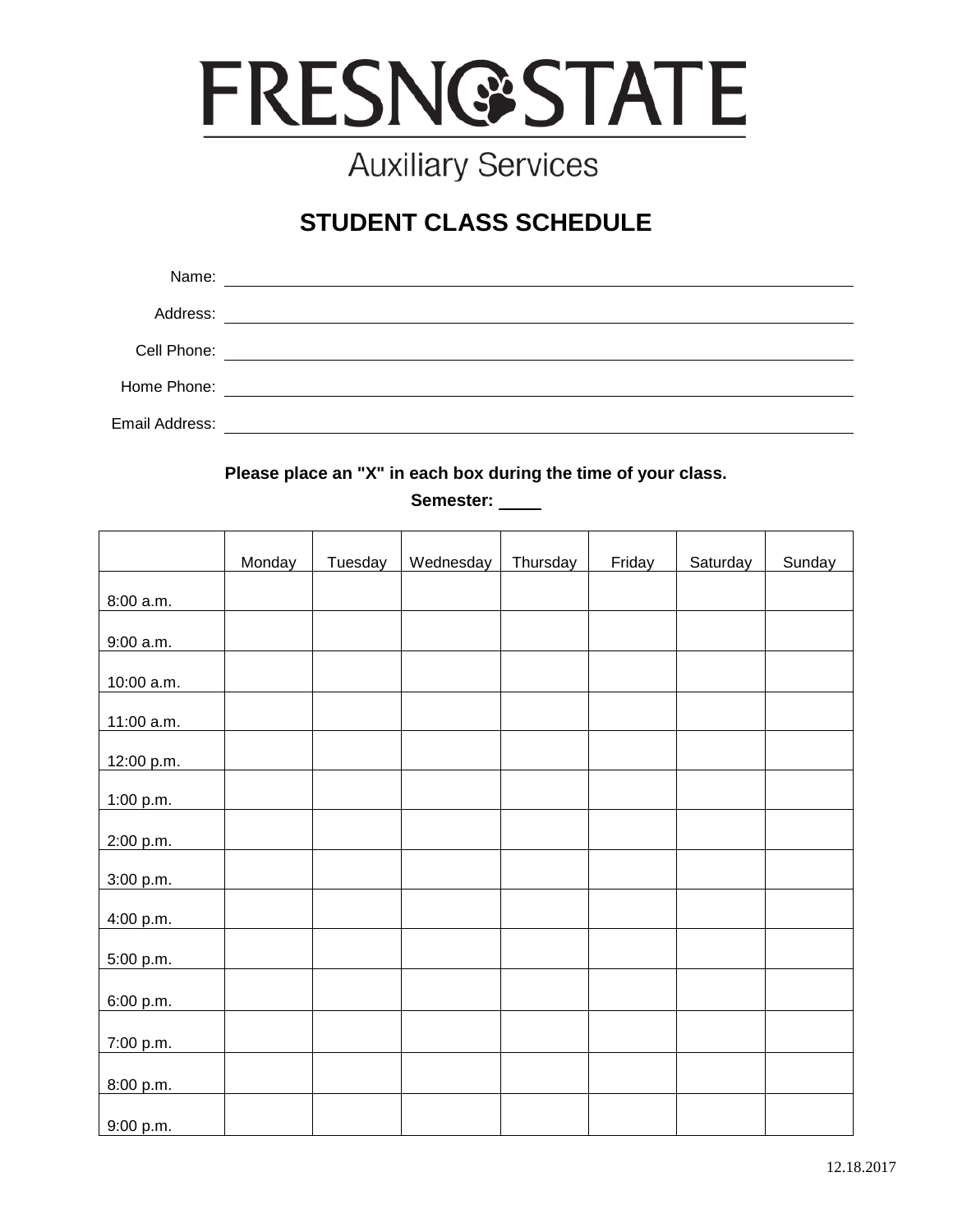# FRESNO STATE

Auxiliary Services

## STUDENT CLASS SCHEDULE

Name: \_\_\_\_\_\_\_\_\_\_\_\_\_\_\_\_\_\_\_\_\_\_\_\_\_\_\_\_\_\_

Address: \_\_\_\_\_\_\_\_\_\_\_\_\_\_\_\_\_\_\_\_\_\_\_\_\_\_\_\_\_\_

Cell Phone: \_\_\_\_\_\_\_\_\_\_\_\_\_\_\_\_\_\_\_\_\_\_\_\_\_\_\_\_\_\_

Home Phone: \_\_\_\_\_\_\_\_\_\_\_\_\_\_\_\_\_\_\_\_\_\_\_\_\_\_\_\_\_\_

Email Address: \_\_\_\_\_\_\_\_\_\_\_\_\_\_\_\_\_\_\_\_\_\_\_\_\_\_\_\_\_\_

**Please place an "X" in each box during the time of your class.**

**Semester:** \_\_\_\_\_

| | Monday | Tuesday | Wednesday | Thursday | Friday | Saturday | Sunday |
|---|---|---|---|---|---|---|---|
| 8:00 a.m. | | | | | | | |
| 9:00 a.m. | | | | | | | |
| 10:00 a.m. | | | | | | | |
| 11:00 a.m. | | | | | | | |
| 12:00 p.m. | | | | | | | |
| 1:00 p.m. | | | | | | | |
| 2:00 p.m. | | | | | | | |
| 3:00 p.m. | | | | | | | |
| 4:00 p.m. | | | | | | | |
| 5:00 p.m. | | | | | | | |
| 6:00 p.m. | | | | | | | |
| 7:00 p.m. | | | | | | | |
| 8:00 p.m. | | | | | | | |
| 9:00 p.m. | | | | | | | |

12.18.2017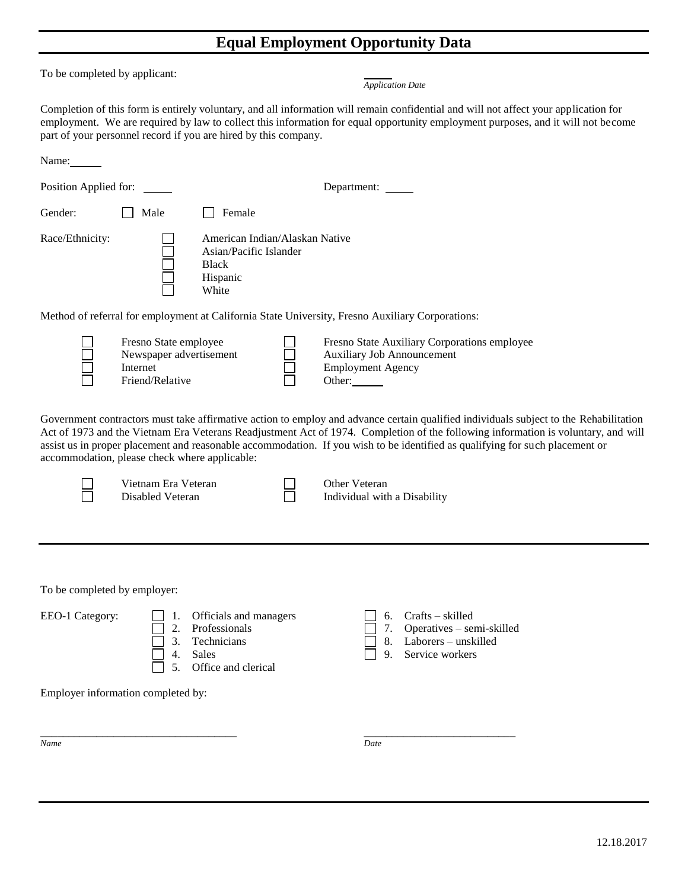# Equal Employment Opportunity Data

To be completed by applicant:

_____
*Application Date*

Completion of this form is entirely voluntary, and all information will remain confidential and will not affect your application for employment. We are required by law to collect this information for equal opportunity employment purposes, and it will not become part of your personnel record if you are hired by this company.

Name: _____

Position Applied for: _____ Department: _____

Gender: ☐ Male ☐ Female

Race/Ethnicity:

- ☐ American Indian/Alaskan Native
- ☐ Asian/Pacific Islander
- ☐ Black
- ☐ Hispanic
- ☐ White

Method of referral for employment at California State University, Fresno Auxiliary Corporations:

- ☐ Fresno State employee
- ☐ Newspaper advertisement
- ☐ Internet
- ☐ Friend/Relative
- ☐ Fresno State Auxiliary Corporations employee
- ☐ Auxiliary Job Announcement
- ☐ Employment Agency
- ☐ Other: _____

Government contractors must take affirmative action to employ and advance certain qualified individuals subject to the Rehabilitation Act of 1973 and the Vietnam Era Veterans Readjustment Act of 1974. Completion of the following information is voluntary, and will assist us in proper placement and reasonable accommodation. If you wish to be identified as qualifying for such placement or accommodation, please check where applicable:

- ☐ Vietnam Era Veteran
- ☐ Disabled Veteran
- ☐ Other Veteran
- ☐ Individual with a Disability

---

To be completed by employer:

EEO-1 Category:

- ☐ 1. Officials and managers
- ☐ 2. Professionals
- ☐ 3. Technicians
- ☐ 4. Sales
- ☐ 5. Office and clerical
- ☐ 6. Crafts – skilled
- ☐ 7. Operatives – semi-skilled
- ☐ 8. Laborers – unskilled
- ☐ 9. Service workers

Employer information completed by:

_____________________________________ _____________________________
*Name* *Date*

12.18.2017